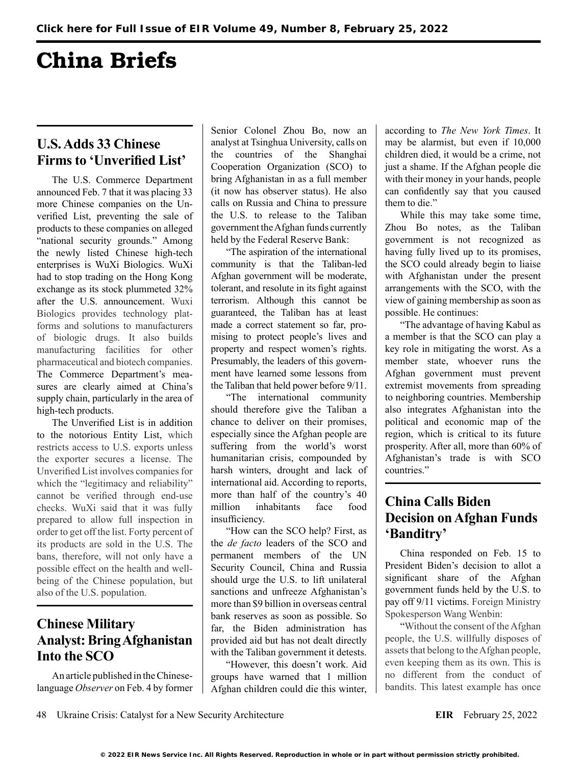# China Briefs

## U.S. Adds 33 Chinese Firms to 'Unverified List'

The U.S. Commerce Department announced Feb. 7 that it was placing 33 more Chinese companies on the Unverified List, preventing the sale of products to these companies on alleged "national security grounds." Among the newly listed Chinese high-tech enterprises is WuXi Biologics. WuXi had to stop trading on the Hong Kong exchange as its stock plummeted 32% after the U.S. announcement. Wuxi Biologics provides technology platforms and solutions to manufacturers of biologic drugs. It also builds manufacturing facilities for other pharmaceutical and biotech companies. The Commerce Department's measures are clearly aimed at China's supply chain, particularly in the area of high-tech products.

The Unverified List is in addition to the notorious Entity List, which restricts access to U.S. exports unless the exporter secures a license. The Unverified List involves companies for which the "legitimacy and reliability" cannot be verified through end-use checks. WuXi said that it was fully prepared to allow full inspection in order to get off the list. Forty percent of its products are sold in the U.S. The bans, therefore, will not only have a possible effect on the health and well-being of the Chinese population, but also of the U.S. population.

## Chinese Military Analyst: Bring Afghanistan Into the SCO

An article published in the Chinese-language *Observer* on Feb. 4 by former Senior Colonel Zhou Bo, now an analyst at Tsinghua University, calls on the countries of the Shanghai Cooperation Organization (SCO) to bring Afghanistan in as a full member (it now has observer status). He also calls on Russia and China to pressure the U.S. to release to the Taliban government the Afghan funds currently held by the Federal Reserve Bank:

"The aspiration of the international community is that the Taliban-led Afghan government will be moderate, tolerant, and resolute in its fight against terrorism. Although this cannot be guaranteed, the Taliban has at least made a correct statement so far, promising to protect people's lives and property and respect women's rights. Presumably, the leaders of this government have learned some lessons from the Taliban that held power before 9/11.

"The international community should therefore give the Taliban a chance to deliver on their promises, especially since the Afghan people are suffering from the world's worst humanitarian crisis, compounded by harsh winters, drought and lack of international aid. According to reports, more than half of the country's 40 million inhabitants face food insufficiency.

"How can the SCO help? First, as the *de facto* leaders of the SCO and permanent members of the UN Security Council, China and Russia should urge the U.S. to lift unilateral sanctions and unfreeze Afghanistan's more than $9 billion in overseas central bank reserves as soon as possible. So far, the Biden administration has provided aid but has not dealt directly with the Taliban government it detests.

"However, this doesn't work. Aid groups have warned that 1 million Afghan children could die this winter, according to *The New York Times*. It may be alarmist, but even if 10,000 children died, it would be a crime, not just a shame. If the Afghan people die with their money in your hands, people can confidently say that you caused them to die."

While this may take some time, Zhou Bo notes, as the Taliban government is not recognized as having fully lived up to its promises, the SCO could already begin to liaise with Afghanistan under the present arrangements with the SCO, with the view of gaining membership as soon as possible. He continues:

"The advantage of having Kabul as a member is that the SCO can play a key role in mitigating the worst. As a member state, whoever runs the Afghan government must prevent extremist movements from spreading to neighboring countries. Membership also integrates Afghanistan into the political and economic map of the region, which is critical to its future prosperity. After all, more than 60% of Afghanistan's trade is with SCO countries."

## China Calls Biden Decision on Afghan Funds 'Banditry'

China responded on Feb. 15 to President Biden's decision to allot a significant share of the Afghan government funds held by the U.S. to pay off 9/11 victims. Foreign Ministry Spokesperson Wang Wenbin:

"Without the consent of the Afghan people, the U.S. willfully disposes of assets that belong to the Afghan people, even keeping them as its own. This is no different from the conduct of bandits. This latest example has once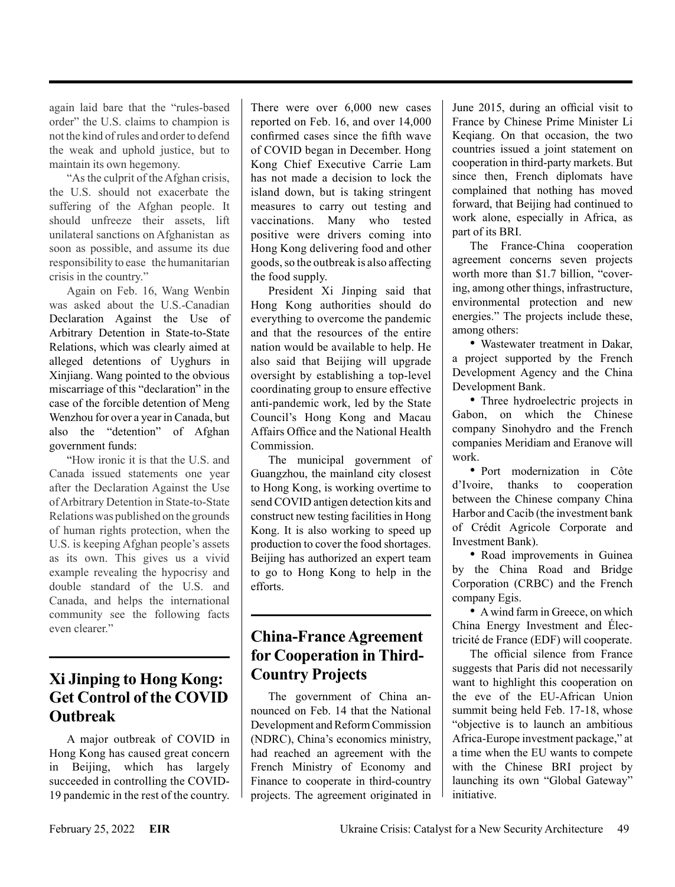again laid bare that the "rules-based order" the U.S. claims to champion is not the kind of rules and order to defend the weak and uphold justice, but to maintain its own hegemony.

"As the culprit of the Afghan crisis, the U.S. should not exacerbate the suffering of the Afghan people. It should unfreeze their assets, lift unilateral sanctions on Afghanistan as soon as possible, and assume its due responsibility to ease the humanitarian crisis in the country."

Again on Feb. 16, Wang Wenbin was asked about the U.S.-Canadian Declaration Against the Use of Arbitrary Detention in State-to-State Relations, which was clearly aimed at alleged detentions of Uyghurs in Xinjiang. Wang pointed to the obvious miscarriage of this "declaration" in the case of the forcible detention of Meng Wenzhou for over a year in Canada, but also the "detention" of Afghan government funds:

"How ironic it is that the U.S. and Canada issued statements one year after the Declaration Against the Use of Arbitrary Detention in State-to-State Relations was published on the grounds of human rights protection, when the U.S. is keeping Afghan people's assets as its own. This gives us a vivid example revealing the hypocrisy and double standard of the U.S. and Canada, and helps the international community see the following facts even clearer."

## Xi Jinping to Hong Kong: Get Control of the COVID Outbreak

A major outbreak of COVID in Hong Kong has caused great concern in Beijing, which has largely succeeded in controlling the COVID-19 pandemic in the rest of the country. There were over 6,000 new cases reported on Feb. 16, and over 14,000 confirmed cases since the fifth wave of COVID began in December. Hong Kong Chief Executive Carrie Lam has not made a decision to lock the island down, but is taking stringent measures to carry out testing and vaccinations. Many who tested positive were drivers coming into Hong Kong delivering food and other goods, so the outbreak is also affecting the food supply.

President Xi Jinping said that Hong Kong authorities should do everything to overcome the pandemic and that the resources of the entire nation would be available to help. He also said that Beijing will upgrade oversight by establishing a top-level coordinating group to ensure effective anti-pandemic work, led by the State Council's Hong Kong and Macau Affairs Office and the National Health Commission.

The municipal government of Guangzhou, the mainland city closest to Hong Kong, is working overtime to send COVID antigen detection kits and construct new testing facilities in Hong Kong. It is also working to speed up production to cover the food shortages. Beijing has authorized an expert team to go to Hong Kong to help in the efforts.

## China-France Agreement for Cooperation in Third-Country Projects

The government of China announced on Feb. 14 that the National Development and Reform Commission (NDRC), China's economics ministry, had reached an agreement with the French Ministry of Economy and Finance to cooperate in third-country projects. The agreement originated in June 2015, during an official visit to France by Chinese Prime Minister Li Keqiang. On that occasion, the two countries issued a joint statement on cooperation in third-party markets. But since then, French diplomats have complained that nothing has moved forward, that Beijing had continued to work alone, especially in Africa, as part of its BRI.

The France-China cooperation agreement concerns seven projects worth more than $1.7 billion, "covering, among other things, infrastructure, environmental protection and new energies." The projects include these, among others:

- Wastewater treatment in Dakar, a project supported by the French Development Agency and the China Development Bank.
- Three hydroelectric projects in Gabon, on which the Chinese company Sinohydro and the French companies Meridiam and Eranove will work.
- Port modernization in Côte d'Ivoire, thanks to cooperation between the Chinese company China Harbor and Cacib (the investment bank of Crédit Agricole Corporate and Investment Bank).
- Road improvements in Guinea by the China Road and Bridge Corporation (CRBC) and the French company Egis.
- A wind farm in Greece, on which China Energy Investment and Électricité de France (EDF) will cooperate.

The official silence from France suggests that Paris did not necessarily want to highlight this cooperation on the eve of the EU-African Union summit being held Feb. 17-18, whose "objective is to launch an ambitious Africa-Europe investment package," at a time when the EU wants to compete with the Chinese BRI project by launching its own "Global Gateway" initiative.